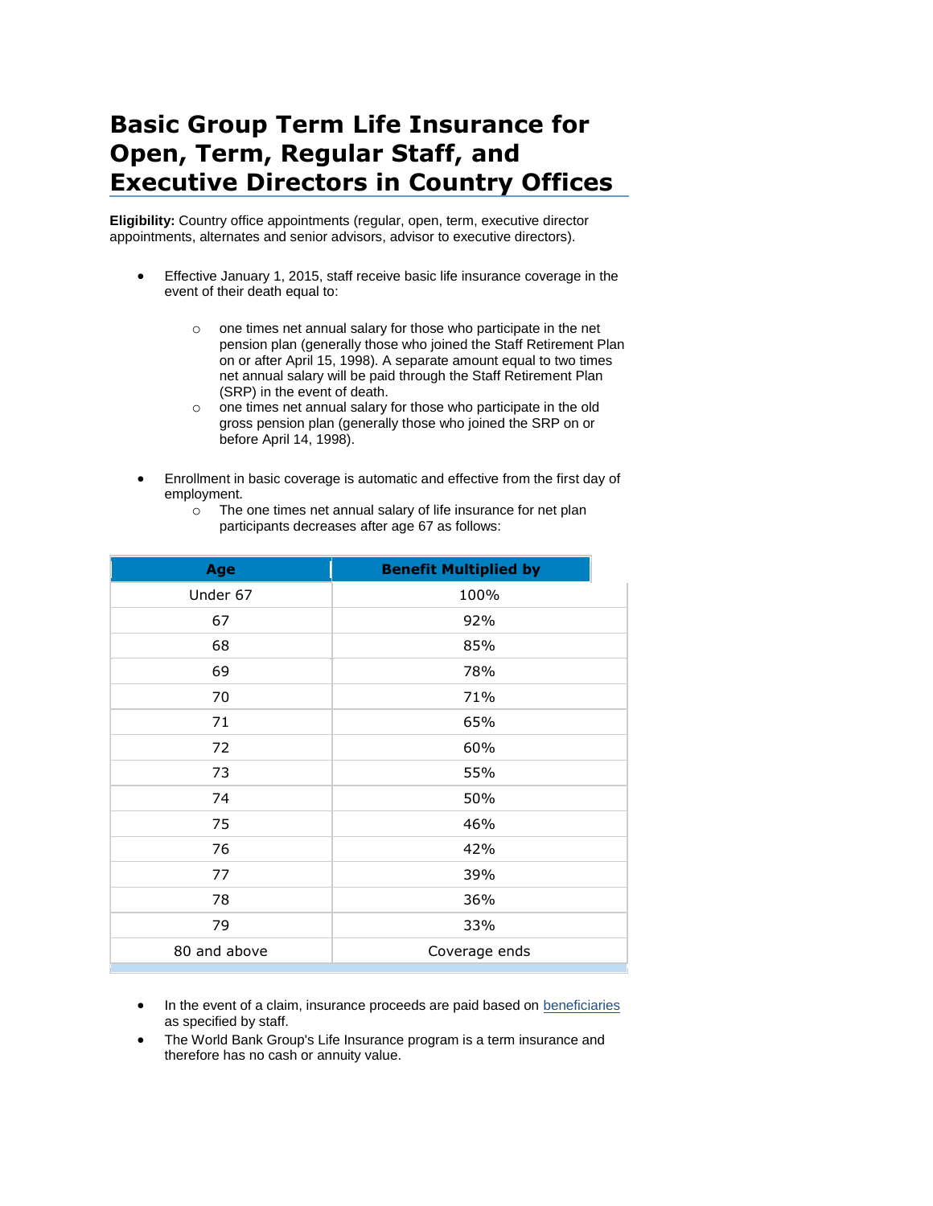# Basic Group Term Life Insurance for Open, Term, Regular Staff, and Executive Directors in Country Offices

**Eligibility:** Country office appointments (regular, open, term, executive director appointments, alternates and senior advisors, advisor to executive directors).

- Effective January 1, 2015, staff receive basic life insurance coverage in the event of their death equal to:
  - one times net annual salary for those who participate in the net pension plan (generally those who joined the Staff Retirement Plan on or after April 15, 1998). A separate amount equal to two times net annual salary will be paid through the Staff Retirement Plan (SRP) in the event of death.
  - one times net annual salary for those who participate in the old gross pension plan (generally those who joined the SRP on or before April 14, 1998).
- Enrollment in basic coverage is automatic and effective from the first day of employment.
  - The one times net annual salary of life insurance for net plan participants decreases after age 67 as follows:

| Age | Benefit Multiplied by |
|---|---|
| Under 67 | 100% |
| 67 | 92% |
| 68 | 85% |
| 69 | 78% |
| 70 | 71% |
| 71 | 65% |
| 72 | 60% |
| 73 | 55% |
| 74 | 50% |
| 75 | 46% |
| 76 | 42% |
| 77 | 39% |
| 78 | 36% |
| 79 | 33% |
| 80 and above | Coverage ends |

- In the event of a claim, insurance proceeds are paid based on beneficiaries as specified by staff.
- The World Bank Group's Life Insurance program is a term insurance and therefore has no cash or annuity value.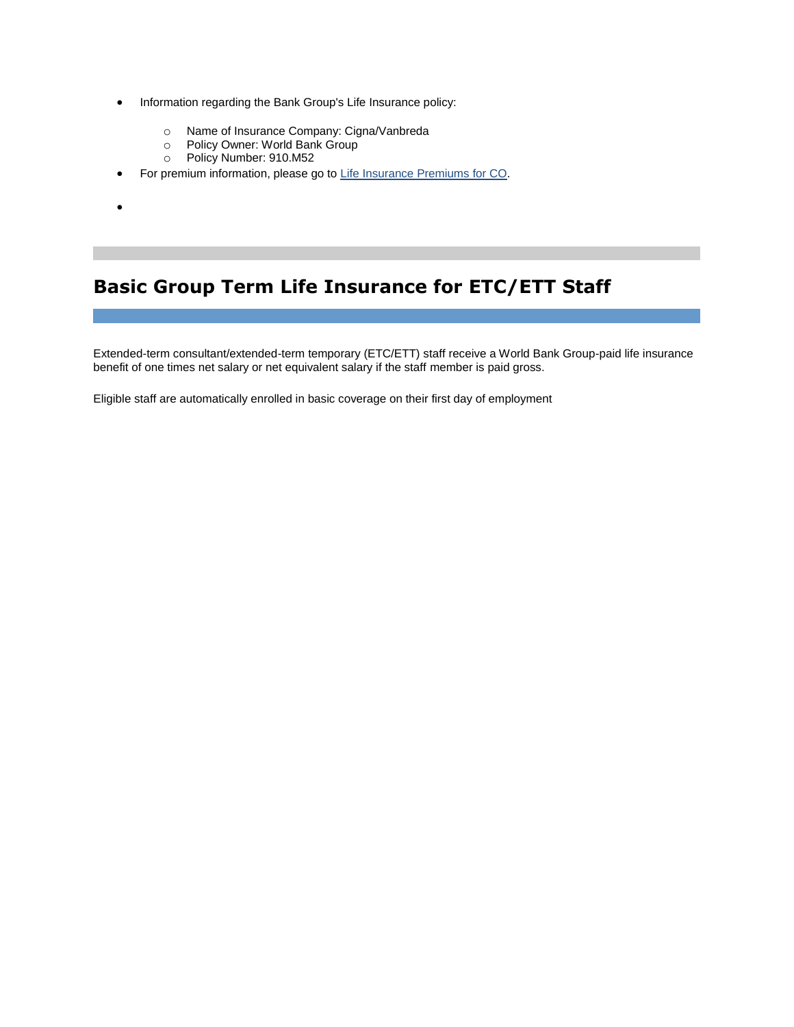- Information regarding the Bank Group's Life Insurance policy:
    - Name of Insurance Company: Cigna/Vanbreda
    - Policy Owner: World Bank Group
    - Policy Number: 910.M52
- For premium information, please go to Life Insurance Premiums for CO.
-

## Basic Group Term Life Insurance for ETC/ETT Staff

Extended-term consultant/extended-term temporary (ETC/ETT) staff receive a World Bank Group-paid life insurance benefit of one times net salary or net equivalent salary if the staff member is paid gross.

Eligible staff are automatically enrolled in basic coverage on their first day of employment